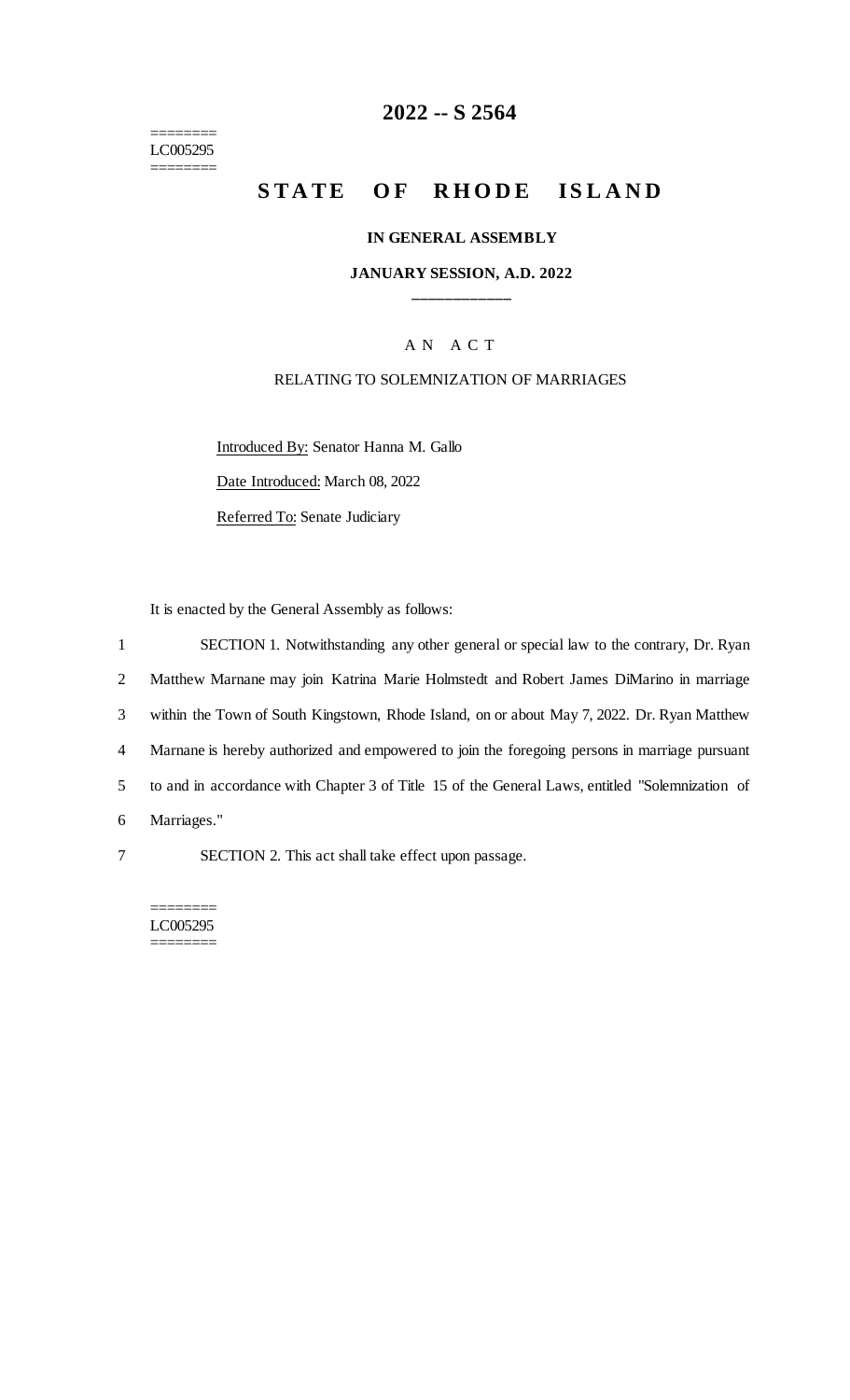========
LC005295
========

# 2022 -- S 2564

# STATE OF RHODE ISLAND

**IN GENERAL ASSEMBLY**

**JANUARY SESSION, A.D. 2022**

____________

A N A C T

RELATING TO SOLEMNIZATION OF MARRIAGES

Introduced By: Senator Hanna M. Gallo

Date Introduced: March 08, 2022

Referred To: Senate Judiciary

It is enacted by the General Assembly as follows:

1 SECTION 1. Notwithstanding any other general or special law to the contrary, Dr. Ryan
2 Matthew Marnane may join Katrina Marie Holmstedt and Robert James DiMarino in marriage
3 within the Town of South Kingstown, Rhode Island, on or about May 7, 2022. Dr. Ryan Matthew
4 Marnane is hereby authorized and empowered to join the foregoing persons in marriage pursuant
5 to and in accordance with Chapter 3 of Title 15 of the General Laws, entitled "Solemnization of
6 Marriages."

7 SECTION 2. This act shall take effect upon passage.

========
LC005295
========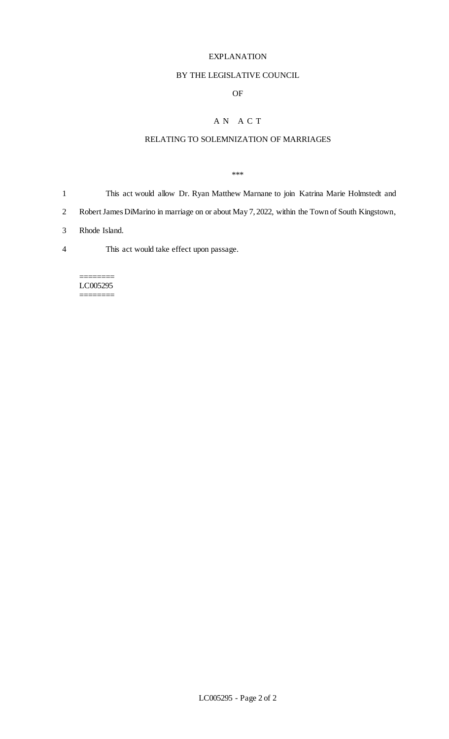EXPLANATION

BY THE LEGISLATIVE COUNCIL

OF

A N A C T

RELATING TO SOLEMNIZATION OF MARRIAGES

\*\*\*

1 This act would allow Dr. Ryan Matthew Marnane to join Katrina Marie Holmstedt and
2 Robert James DiMarino in marriage on or about May 7, 2022, within the Town of South Kingstown,
3 Rhode Island.
4 This act would take effect upon passage.

========
LC005295
========